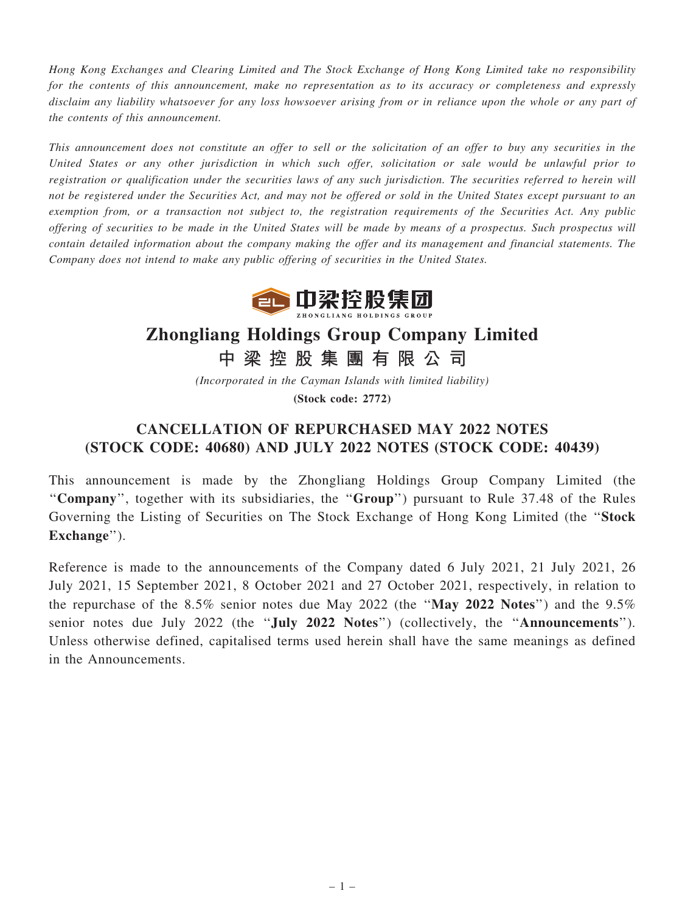*Hong Kong Exchanges and Clearing Limited and The Stock Exchange of Hong Kong Limited take no responsibility for the contents of this announcement, make no representation as to its accuracy or completeness and expressly disclaim any liability whatsoever for any loss howsoever arising from or in reliance upon the whole or any part of the contents of this announcement.*

*This announcement does not constitute an offer to sell or the solicitation of an offer to buy any securities in the United States or any other jurisdiction in which such offer, solicitation or sale would be unlawful prior to registration or qualification under the securities laws of any such jurisdiction. The securities referred to herein will not be registered under the Securities Act, and may not be offered or sold in the United States except pursuant to an exemption from, or a transaction not subject to, the registration requirements of the Securities Act. Any public offering of securities to be made in the United States will be made by means of a prospectus. Such prospectus will contain detailed information about the company making the offer and its management and financial statements. The Company does not intend to make any public offering of securities in the United States.*

中梁控股集团
ZHONGLIANG HOLDINGS GROUP

# Zhongliang Holdings Group Company Limited
# 中梁控股集團有限公司

*(Incorporated in the Cayman Islands with limited liability)*

**(Stock code: 2772)**

## CANCELLATION OF REPURCHASED MAY 2022 NOTES (STOCK CODE: 40680) AND JULY 2022 NOTES (STOCK CODE: 40439)

This announcement is made by the Zhongliang Holdings Group Company Limited (the "**Company**", together with its subsidiaries, the "**Group**") pursuant to Rule 37.48 of the Rules Governing the Listing of Securities on The Stock Exchange of Hong Kong Limited (the "**Stock Exchange**").

Reference is made to the announcements of the Company dated 6 July 2021, 21 July 2021, 26 July 2021, 15 September 2021, 8 October 2021 and 27 October 2021, respectively, in relation to the repurchase of the 8.5% senior notes due May 2022 (the "**May 2022 Notes**") and the 9.5% senior notes due July 2022 (the "**July 2022 Notes**") (collectively, the "**Announcements**"). Unless otherwise defined, capitalised terms used herein shall have the same meanings as defined in the Announcements.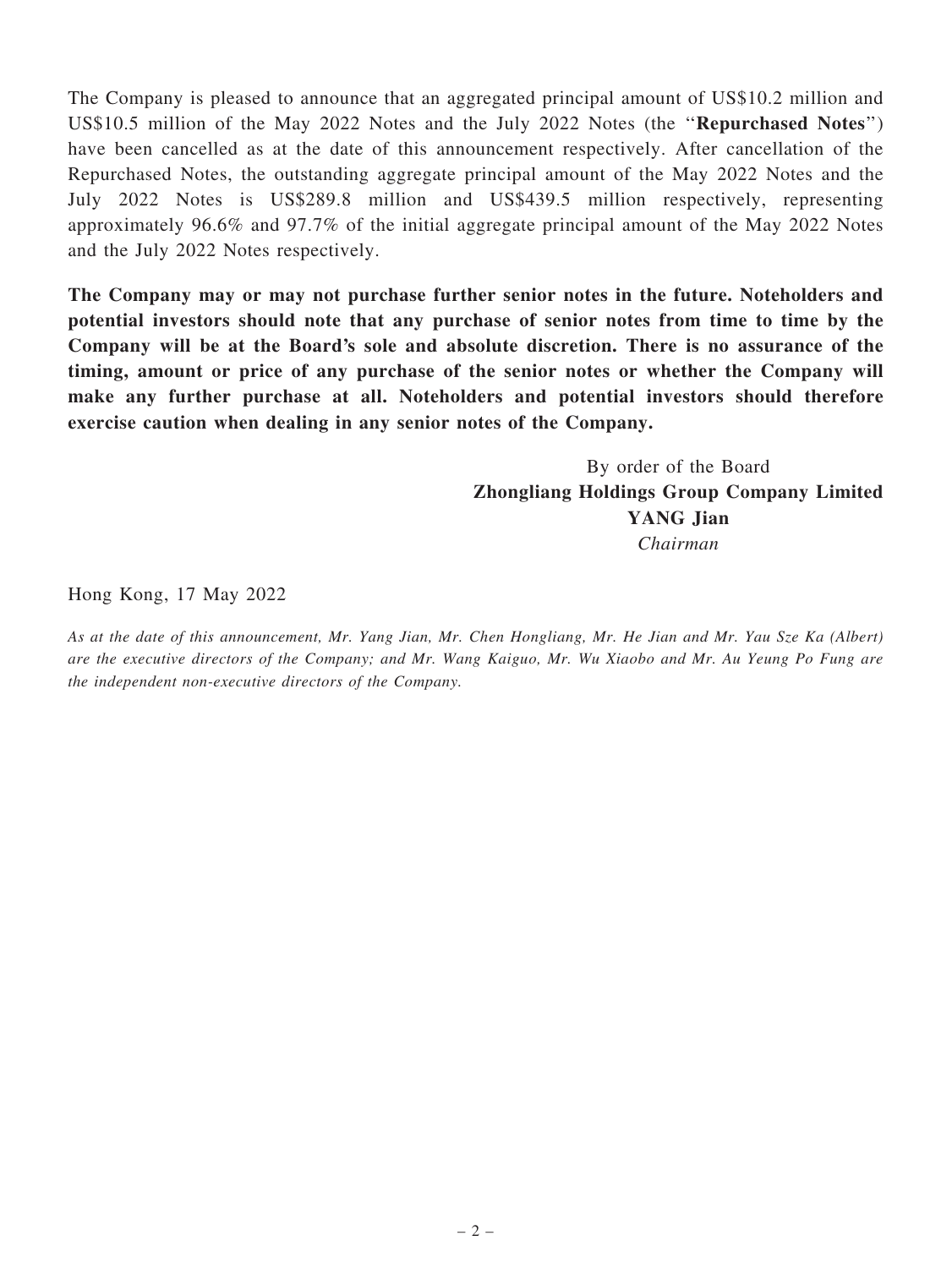The Company is pleased to announce that an aggregated principal amount of US$10.2 million and US$10.5 million of the May 2022 Notes and the July 2022 Notes (the "**Repurchased Notes**") have been cancelled as at the date of this announcement respectively. After cancellation of the Repurchased Notes, the outstanding aggregate principal amount of the May 2022 Notes and the July 2022 Notes is US$289.8 million and US$439.5 million respectively, representing approximately 96.6% and 97.7% of the initial aggregate principal amount of the May 2022 Notes and the July 2022 Notes respectively.

**The Company may or may not purchase further senior notes in the future. Noteholders and potential investors should note that any purchase of senior notes from time to time by the Company will be at the Board's sole and absolute discretion. There is no assurance of the timing, amount or price of any purchase of the senior notes or whether the Company will make any further purchase at all. Noteholders and potential investors should therefore exercise caution when dealing in any senior notes of the Company.**

By order of the Board
**Zhongliang Holdings Group Company Limited**
**YANG Jian**
*Chairman*

Hong Kong, 17 May 2022

*As at the date of this announcement, Mr. Yang Jian, Mr. Chen Hongliang, Mr. He Jian and Mr. Yau Sze Ka (Albert) are the executive directors of the Company; and Mr. Wang Kaiguo, Mr. Wu Xiaobo and Mr. Au Yeung Po Fung are the independent non-executive directors of the Company.*